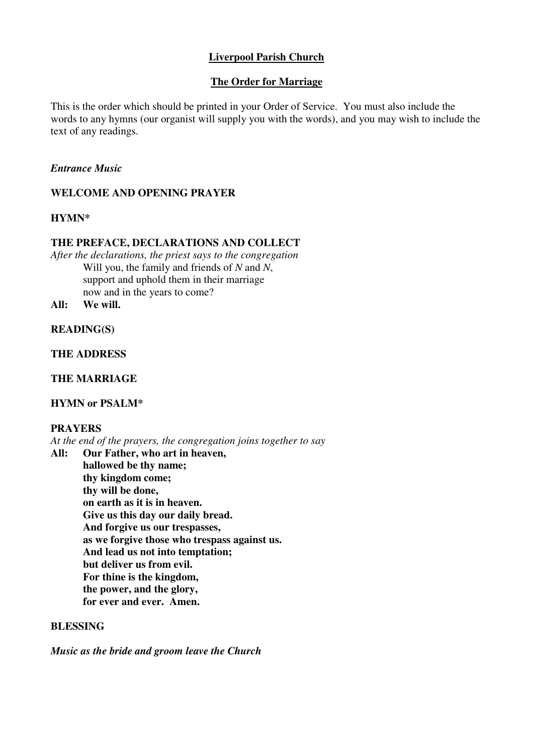**Liverpool Parish Church**

**The Order for Marriage**

This is the order which should be printed in your Order of Service. You must also include the words to any hymns (our organist will supply you with the words), and you may wish to include the text of any readings.

***Entrance Music***

**WELCOME AND OPENING PRAYER**

**HYMN***

**THE PREFACE, DECLARATIONS AND COLLECT**

*After the declarations, the priest says to the congregation*

Will you, the family and friends of *N* and *N*,
support and uphold them in their marriage
now and in the years to come?

**All: We will.**

**READING(S)**

**THE ADDRESS**

**THE MARRIAGE**

**HYMN or PSALM***

**PRAYERS**

*At the end of the prayers, the congregation joins together to say*

**All: Our Father, who art in heaven,
hallowed be thy name;
thy kingdom come;
thy will be done,
on earth as it is in heaven.
Give us this day our daily bread.
And forgive us our trespasses,
as we forgive those who trespass against us.
And lead us not into temptation;
but deliver us from evil.
For thine is the kingdom,
the power, and the glory,
for ever and ever. Amen.**

**BLESSING**

***Music as the bride and groom leave the Church***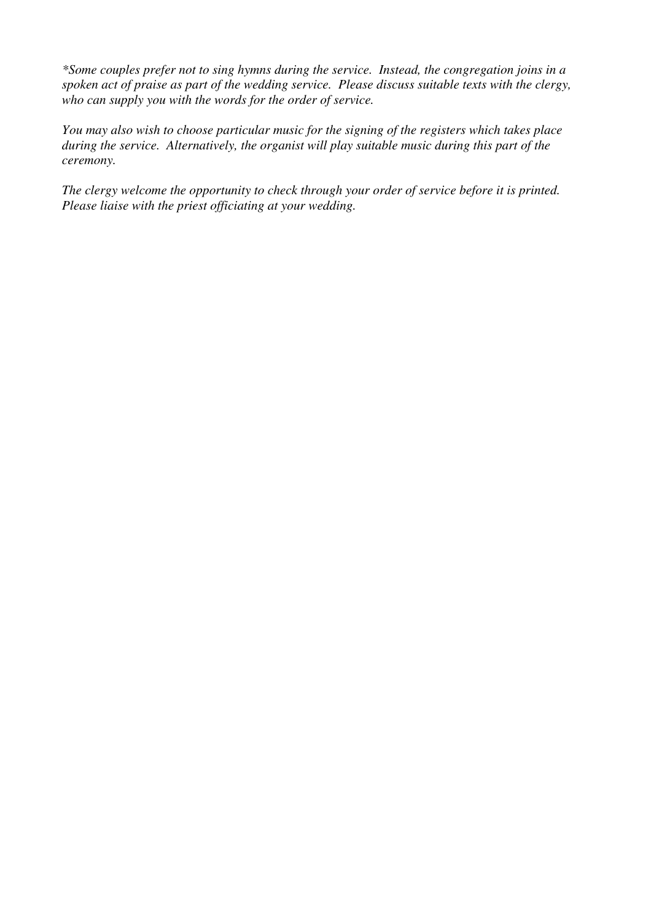*\*Some couples prefer not to sing hymns during the service. Instead, the congregation joins in a spoken act of praise as part of the wedding service. Please discuss suitable texts with the clergy, who can supply you with the words for the order of service.*

*You may also wish to choose particular music for the signing of the registers which takes place during the service. Alternatively, the organist will play suitable music during this part of the ceremony.*

*The clergy welcome the opportunity to check through your order of service before it is printed. Please liaise with the priest officiating at your wedding.*